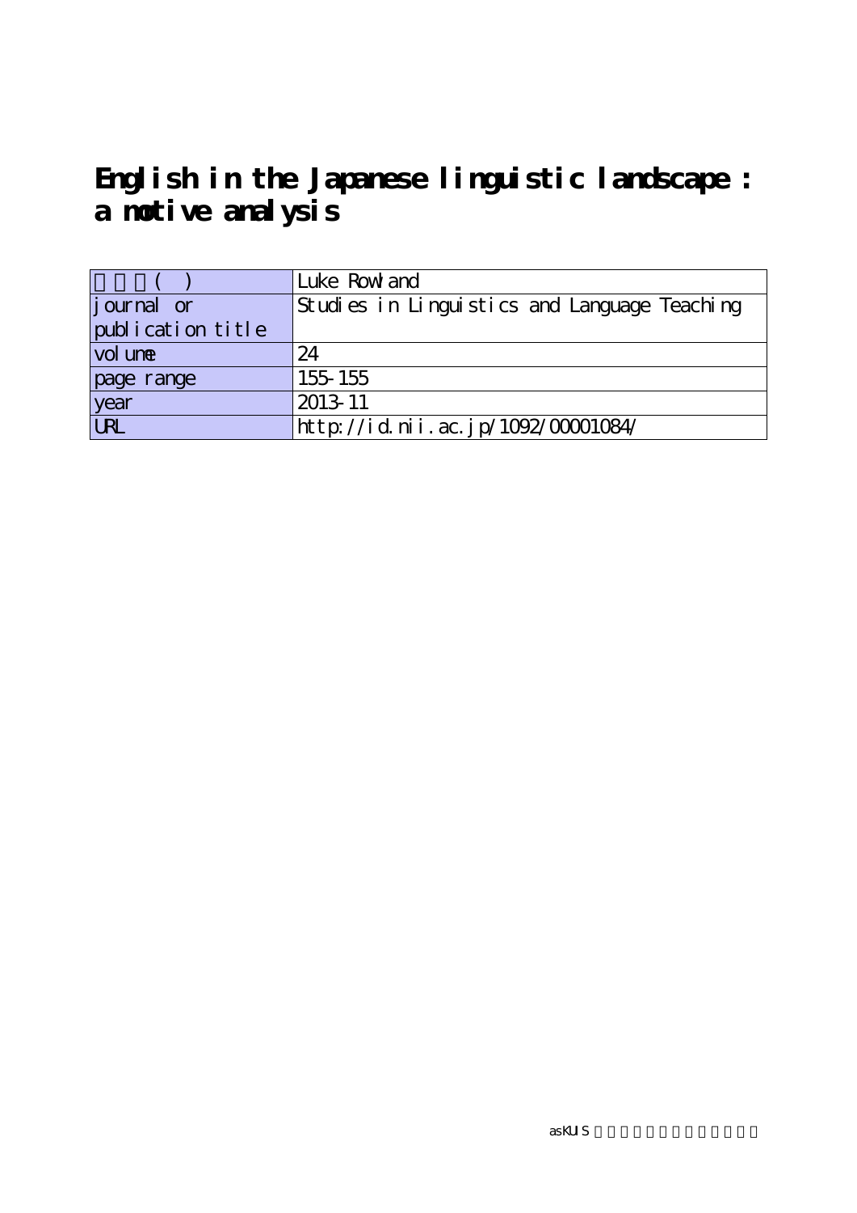# English in the Japanese linguistic landscape : a motive analysis

| ( ) | Luke Rowland |
|---|---|
| journal or publication title | Studies in Linguistics and Language Teaching |
| volume | 24 |
| page range | 155-155 |
| year | 2013-11 |
| URL | http://id.nii.ac.jp/1092/00001084/ |

asKUIS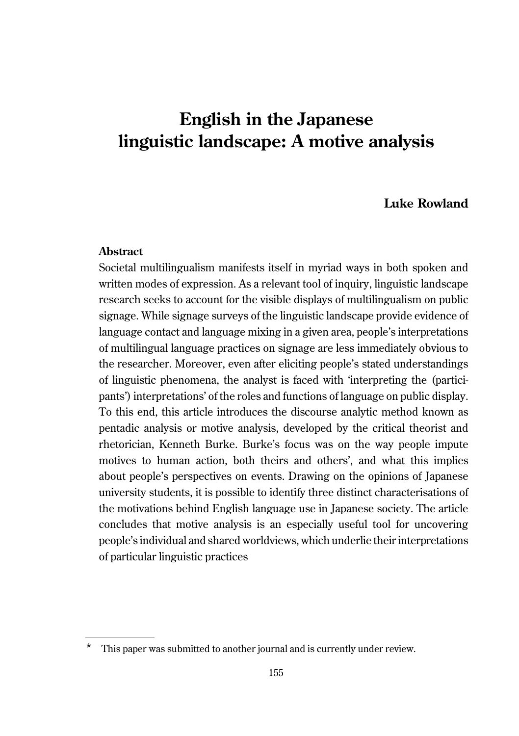# English in the Japanese linguistic landscape: A motive analysis

**Luke Rowland**

**Abstract**

Societal multilingualism manifests itself in myriad ways in both spoken and written modes of expression. As a relevant tool of inquiry, linguistic landscape research seeks to account for the visible displays of multilingualism on public signage. While signage surveys of the linguistic landscape provide evidence of language contact and language mixing in a given area, people's interpretations of multilingual language practices on signage are less immediately obvious to the researcher. Moreover, even after eliciting people's stated understandings of linguistic phenomena, the analyst is faced with 'interpreting the (participants') interpretations' of the roles and functions of language on public display. To this end, this article introduces the discourse analytic method known as pentadic analysis or motive analysis, developed by the critical theorist and rhetorician, Kenneth Burke. Burke's focus was on the way people impute motives to human action, both theirs and others', and what this implies about people's perspectives on events. Drawing on the opinions of Japanese university students, it is possible to identify three distinct characterisations of the motivations behind English language use in Japanese society. The article concludes that motive analysis is an especially useful tool for uncovering people's individual and shared worldviews, which underlie their interpretations of particular linguistic practices

\* This paper was submitted to another journal and is currently under review.